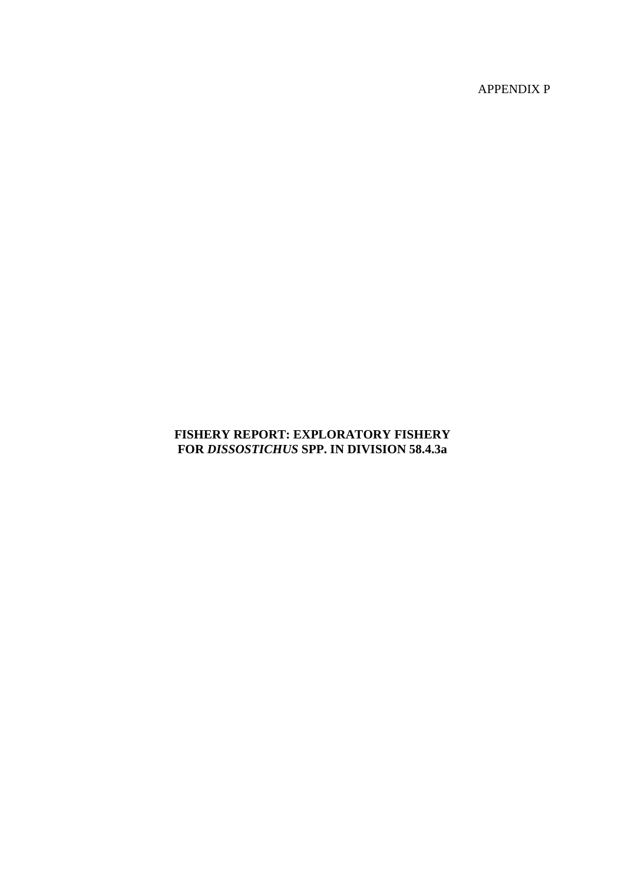APPENDIX P

# FISHERY REPORT: EXPLORATORY FISHERY FOR *DISSOSTICHUS* SPP. IN DIVISION 58.4.3a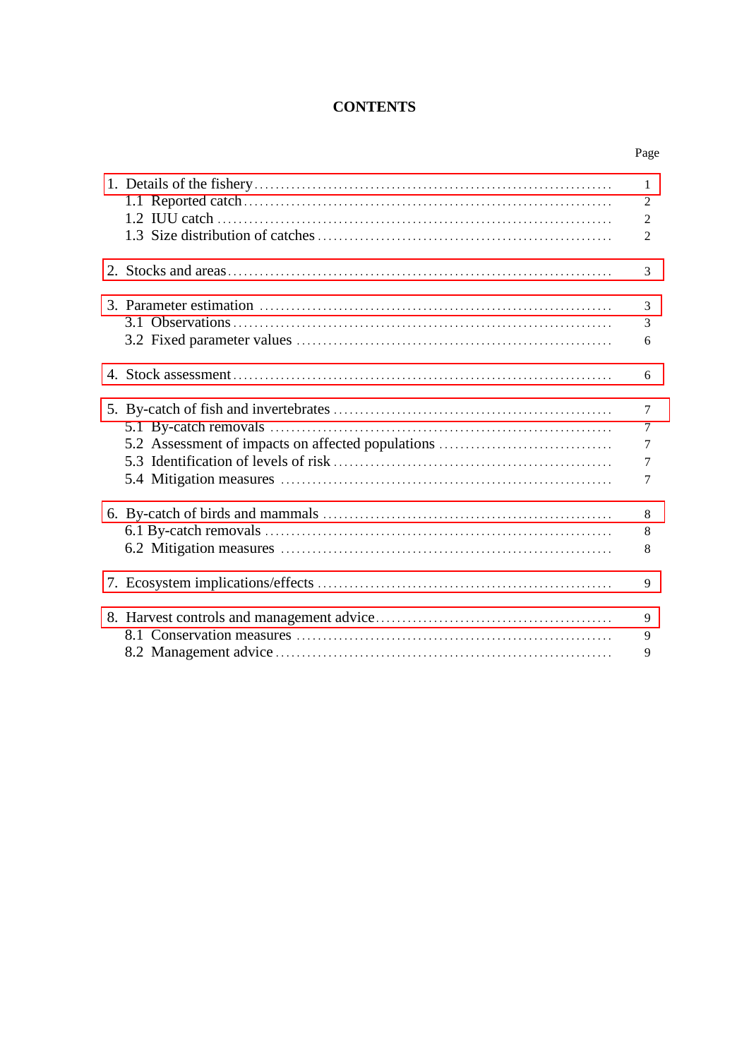# CONTENTS

| | Page |
|---|---|
| 1. Details of the fishery | 1 |
| 1.1 Reported catch | 2 |
| 1.2 IUU catch | 2 |
| 1.3 Size distribution of catches | 2 |
| 2. Stocks and areas | 3 |
| 3. Parameter estimation | 3 |
| 3.1 Observations | 3 |
| 3.2 Fixed parameter values | 6 |
| 4. Stock assessment | 6 |
| 5. By-catch of fish and invertebrates | 7 |
| 5.1 By-catch removals | 7 |
| 5.2 Assessment of impacts on affected populations | 7 |
| 5.3 Identification of levels of risk | 7 |
| 5.4 Mitigation measures | 7 |
| 6. By-catch of birds and mammals | 8 |
| 6.1 By-catch removals | 8 |
| 6.2 Mitigation measures | 8 |
| 7. Ecosystem implications/effects | 9 |
| 8. Harvest controls and management advice | 9 |
| 8.1 Conservation measures | 9 |
| 8.2 Management advice | 9 |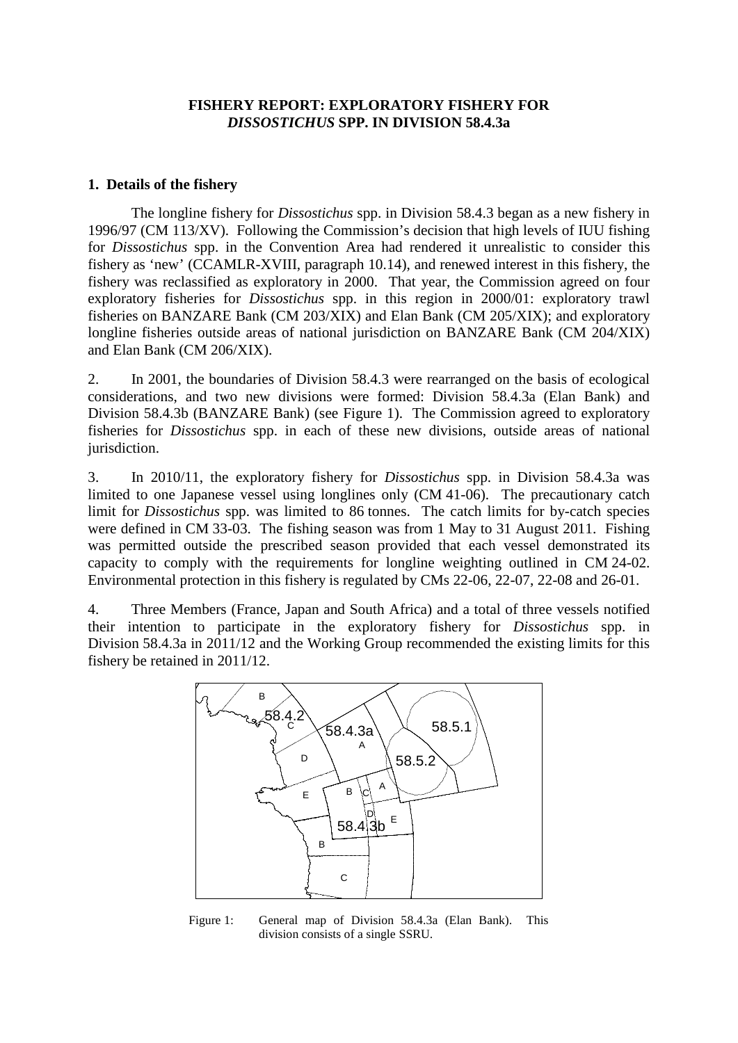## FISHERY REPORT: EXPLORATORY FISHERY FOR *DISSOSTICHUS* SPP. IN DIVISION 58.4.3a

### 1. Details of the fishery

The longline fishery for *Dissostichus* spp. in Division 58.4.3 began as a new fishery in 1996/97 (CM 113/XV). Following the Commission's decision that high levels of IUU fishing for *Dissostichus* spp. in the Convention Area had rendered it unrealistic to consider this fishery as 'new' (CCAMLR-XVIII, paragraph 10.14), and renewed interest in this fishery, the fishery was reclassified as exploratory in 2000. That year, the Commission agreed on four exploratory fisheries for *Dissostichus* spp. in this region in 2000/01: exploratory trawl fisheries on BANZARE Bank (CM 203/XIX) and Elan Bank (CM 205/XIX); and exploratory longline fisheries outside areas of national jurisdiction on BANZARE Bank (CM 204/XIX) and Elan Bank (CM 206/XIX).

2. In 2001, the boundaries of Division 58.4.3 were rearranged on the basis of ecological considerations, and two new divisions were formed: Division 58.4.3a (Elan Bank) and Division 58.4.3b (BANZARE Bank) (see Figure 1). The Commission agreed to exploratory fisheries for *Dissostichus* spp. in each of these new divisions, outside areas of national jurisdiction.

3. In 2010/11, the exploratory fishery for *Dissostichus* spp. in Division 58.4.3a was limited to one Japanese vessel using longlines only (CM 41-06). The precautionary catch limit for *Dissostichus* spp. was limited to 86 tonnes. The catch limits for by-catch species were defined in CM 33-03. The fishing season was from 1 May to 31 August 2011. Fishing was permitted outside the prescribed season provided that each vessel demonstrated its capacity to comply with the requirements for longline weighting outlined in CM 24-02. Environmental protection in this fishery is regulated by CMs 22-06, 22-07, 22-08 and 26-01.

4. Three Members (France, Japan and South Africa) and a total of three vessels notified their intention to participate in the exploratory fishery for *Dissostichus* spp. in Division 58.4.3a in 2011/12 and the Working Group recommended the existing limits for this fishery be retained in 2011/12.

Figure 1: General map of Division 58.4.3a (Elan Bank). This division consists of a single SSRU.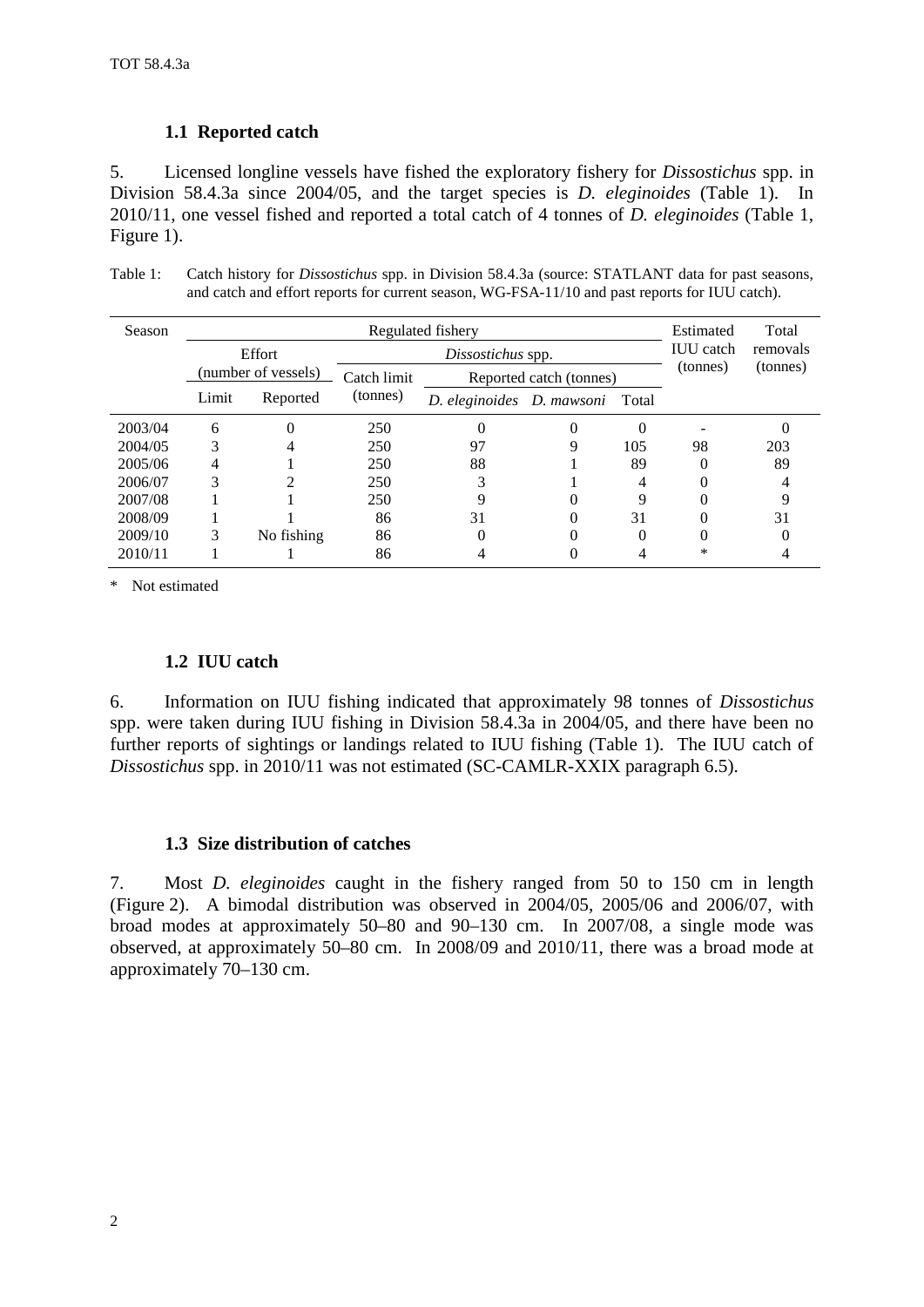### 1.1 Reported catch

5. Licensed longline vessels have fished the exploratory fishery for *Dissostichus* spp. in Division 58.4.3a since 2004/05, and the target species is *D. eleginoides* (Table 1). In 2010/11, one vessel fished and reported a total catch of 4 tonnes of *D. eleginoides* (Table 1, Figure 1).

Table 1: Catch history for *Dissostichus* spp. in Division 58.4.3a (source: STATLANT data for past seasons, and catch and effort reports for current season, WG-FSA-11/10 and past reports for IUU catch).

| Season | Regulated fishery | | | | | | Estimated IUU catch (tonnes) | Total removals (tonnes) |
|---|---|---|---|---|---|---|---|---|
| | Effort (number of vessels) | | *Dissostichus* spp. | | | | | |
| | | | Catch limit (tonnes) | Reported catch (tonnes) | | | | |
| | Limit | Reported | | *D. eleginoides* | *D. mawsoni* | Total | | |
| 2003/04 | 6 | 0 | 250 | 0 | 0 | 0 | - | 0 |
| 2004/05 | 3 | 4 | 250 | 97 | 9 | 105 | 98 | 203 |
| 2005/06 | 4 | 1 | 250 | 88 | 1 | 89 | 0 | 89 |
| 2006/07 | 3 | 2 | 250 | 3 | 1 | 4 | 0 | 4 |
| 2007/08 | 1 | 1 | 250 | 9 | 0 | 9 | 0 | 9 |
| 2008/09 | 1 | 1 | 86 | 31 | 0 | 31 | 0 | 31 |
| 2009/10 | 3 | No fishing | 86 | 0 | 0 | 0 | 0 | 0 |
| 2010/11 | 1 | 1 | 86 | 4 | 0 | 4 | * | 4 |

\* Not estimated

### 1.2 IUU catch

6. Information on IUU fishing indicated that approximately 98 tonnes of *Dissostichus* spp. were taken during IUU fishing in Division 58.4.3a in 2004/05, and there have been no further reports of sightings or landings related to IUU fishing (Table 1). The IUU catch of *Dissostichus* spp. in 2010/11 was not estimated (SC-CAMLR-XXIX paragraph 6.5).

### 1.3 Size distribution of catches

7. Most *D. eleginoides* caught in the fishery ranged from 50 to 150 cm in length (Figure 2). A bimodal distribution was observed in 2004/05, 2005/06 and 2006/07, with broad modes at approximately 50–80 and 90–130 cm. In 2007/08, a single mode was observed, at approximately 50–80 cm. In 2008/09 and 2010/11, there was a broad mode at approximately 70–130 cm.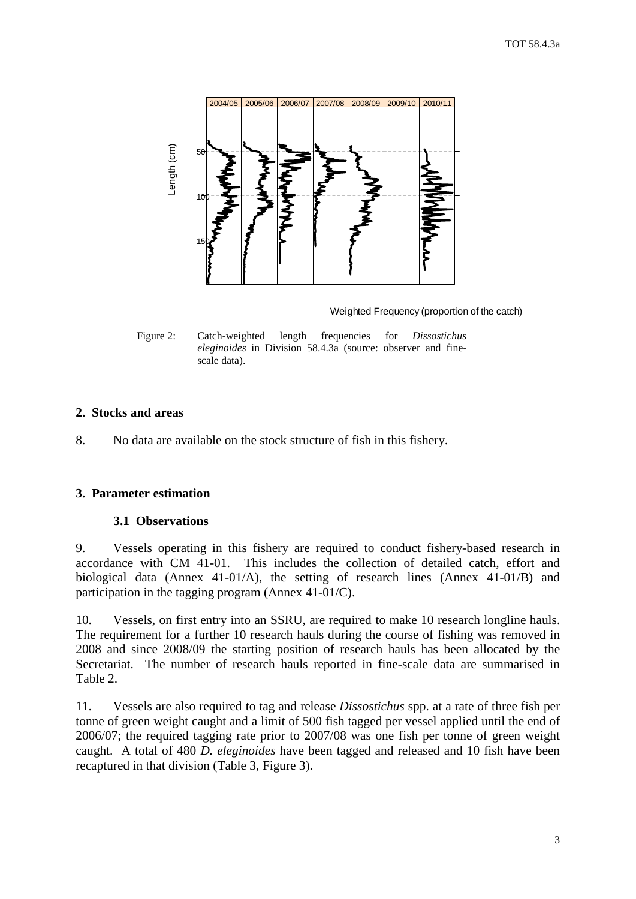Figure 2: Catch-weighted length frequencies for *Dissostichus eleginoides* in Division 58.4.3a (source: observer and fine-scale data).

## 2. Stocks and areas

8. No data are available on the stock structure of fish in this fishery.

## 3. Parameter estimation

### 3.1 Observations

9. Vessels operating in this fishery are required to conduct fishery-based research in accordance with CM 41-01. This includes the collection of detailed catch, effort and biological data (Annex 41-01/A), the setting of research lines (Annex 41-01/B) and participation in the tagging program (Annex 41-01/C).

10. Vessels, on first entry into an SSRU, are required to make 10 research longline hauls. The requirement for a further 10 research hauls during the course of fishing was removed in 2008 and since 2008/09 the starting position of research hauls has been allocated by the Secretariat. The number of research hauls reported in fine-scale data are summarised in Table 2.

11. Vessels are also required to tag and release *Dissostichus* spp. at a rate of three fish per tonne of green weight caught and a limit of 500 fish tagged per vessel applied until the end of 2006/07; the required tagging rate prior to 2007/08 was one fish per tonne of green weight caught. A total of 480 *D. eleginoides* have been tagged and released and 10 fish have been recaptured in that division (Table 3, Figure 3).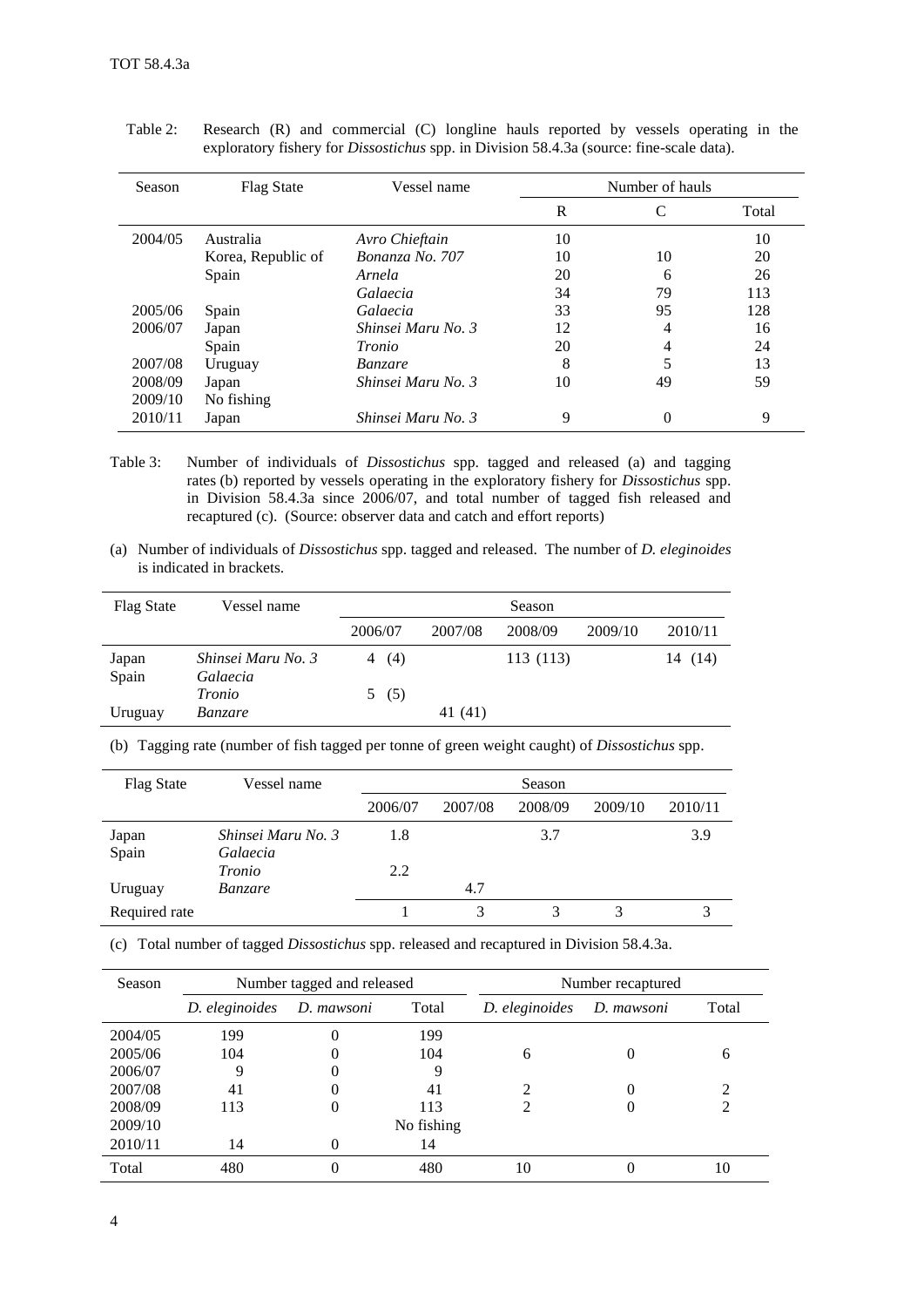Table 2: Research (R) and commercial (C) longline hauls reported by vessels operating in the exploratory fishery for *Dissostichus* spp. in Division 58.4.3a (source: fine-scale data).

| Season | Flag State | Vessel name | Number of hauls | | |
|---|---|---|---|---|---|
| | | | R | C | Total |
| 2004/05 | Australia | *Avro Chieftain* | 10 | | 10 |
| | Korea, Republic of | *Bonanza No. 707* | 10 | 10 | 20 |
| | Spain | *Arnela* | 20 | 6 | 26 |
| | | *Galaecia* | 34 | 79 | 113 |
| 2005/06 | Spain | *Galaecia* | 33 | 95 | 128 |
| 2006/07 | Japan | *Shinsei Maru No. 3* | 12 | 4 | 16 |
| | Spain | *Tronio* | 20 | 4 | 24 |
| 2007/08 | Uruguay | *Banzare* | 8 | 5 | 13 |
| 2008/09 | Japan | *Shinsei Maru No. 3* | 10 | 49 | 59 |
| 2009/10 | No fishing | | | | |
| 2010/11 | Japan | *Shinsei Maru No. 3* | 9 | 0 | 9 |

Table 3: Number of individuals of *Dissostichus* spp. tagged and released (a) and tagging rates (b) reported by vessels operating in the exploratory fishery for *Dissostichus* spp. in Division 58.4.3a since 2006/07, and total number of tagged fish released and recaptured (c). (Source: observer data and catch and effort reports)

(a) Number of individuals of *Dissostichus* spp. tagged and released. The number of *D. eleginoides* is indicated in brackets.

| Flag State | Vessel name | Season | | | | |
|---|---|---|---|---|---|---|
| | | 2006/07 | 2007/08 | 2008/09 | 2009/10 | 2010/11 |
| Japan | *Shinsei Maru No. 3* | 4 (4) | | 113 (113) | | 14 (14) |
| Spain | *Galaecia* | | | | | |
| | *Tronio* | 5 (5) | | | | |
| Uruguay | *Banzare* | | 41 (41) | | | |

(b) Tagging rate (number of fish tagged per tonne of green weight caught) of *Dissostichus* spp.

| Flag State | Vessel name | Season | | | | |
|---|---|---|---|---|---|---|
| | | 2006/07 | 2007/08 | 2008/09 | 2009/10 | 2010/11 |
| Japan | *Shinsei Maru No. 3* | 1.8 | | 3.7 | | 3.9 |
| Spain | *Galaecia* | | | | | |
| | *Tronio* | 2.2 | | | | |
| Uruguay | *Banzare* | | 4.7 | | | |
| Required rate | | 1 | 3 | 3 | 3 | 3 |

(c) Total number of tagged *Dissostichus* spp. released and recaptured in Division 58.4.3a.

| Season | Number tagged and released | | | Number recaptured | | |
|---|---|---|---|---|---|---|
| | *D. eleginoides* | *D. mawsoni* | Total | *D. eleginoides* | *D. mawsoni* | Total |
| 2004/05 | 199 | 0 | 199 | | | |
| 2005/06 | 104 | 0 | 104 | 6 | 0 | 6 |
| 2006/07 | 9 | 0 | 9 | | | |
| 2007/08 | 41 | 0 | 41 | 2 | 0 | 2 |
| 2008/09 | 113 | 0 | 113 | 2 | 0 | 2 |
| 2009/10 | | | No fishing | | | |
| 2010/11 | 14 | 0 | 14 | | | |
| Total | 480 | 0 | 480 | 10 | 0 | 10 |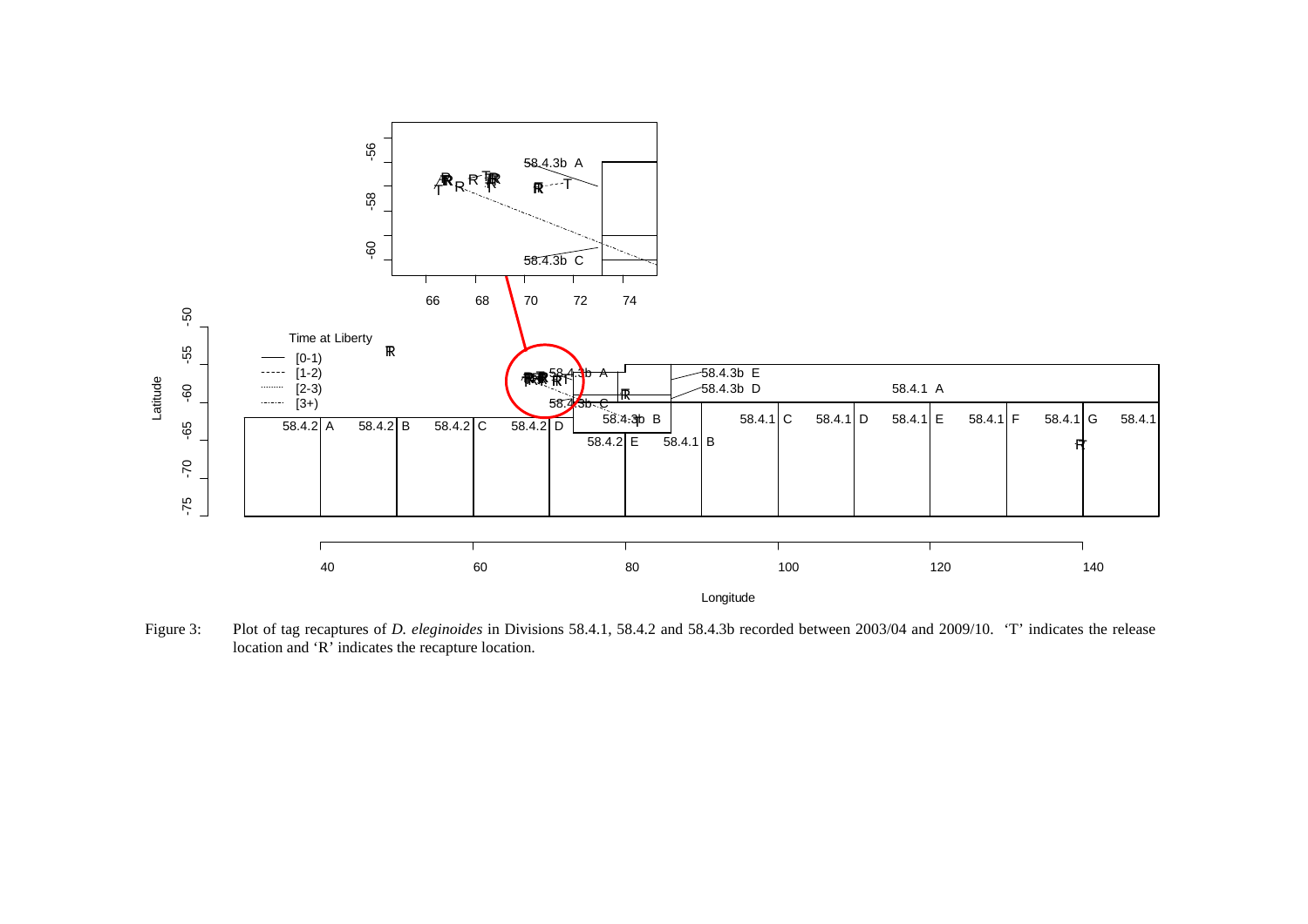Figure 3: Plot of tag recaptures of *D. eleginoides* in Divisions 58.4.1, 58.4.2 and 58.4.3b recorded between 2003/04 and 2009/10. 'T' indicates the release location and 'R' indicates the recapture location.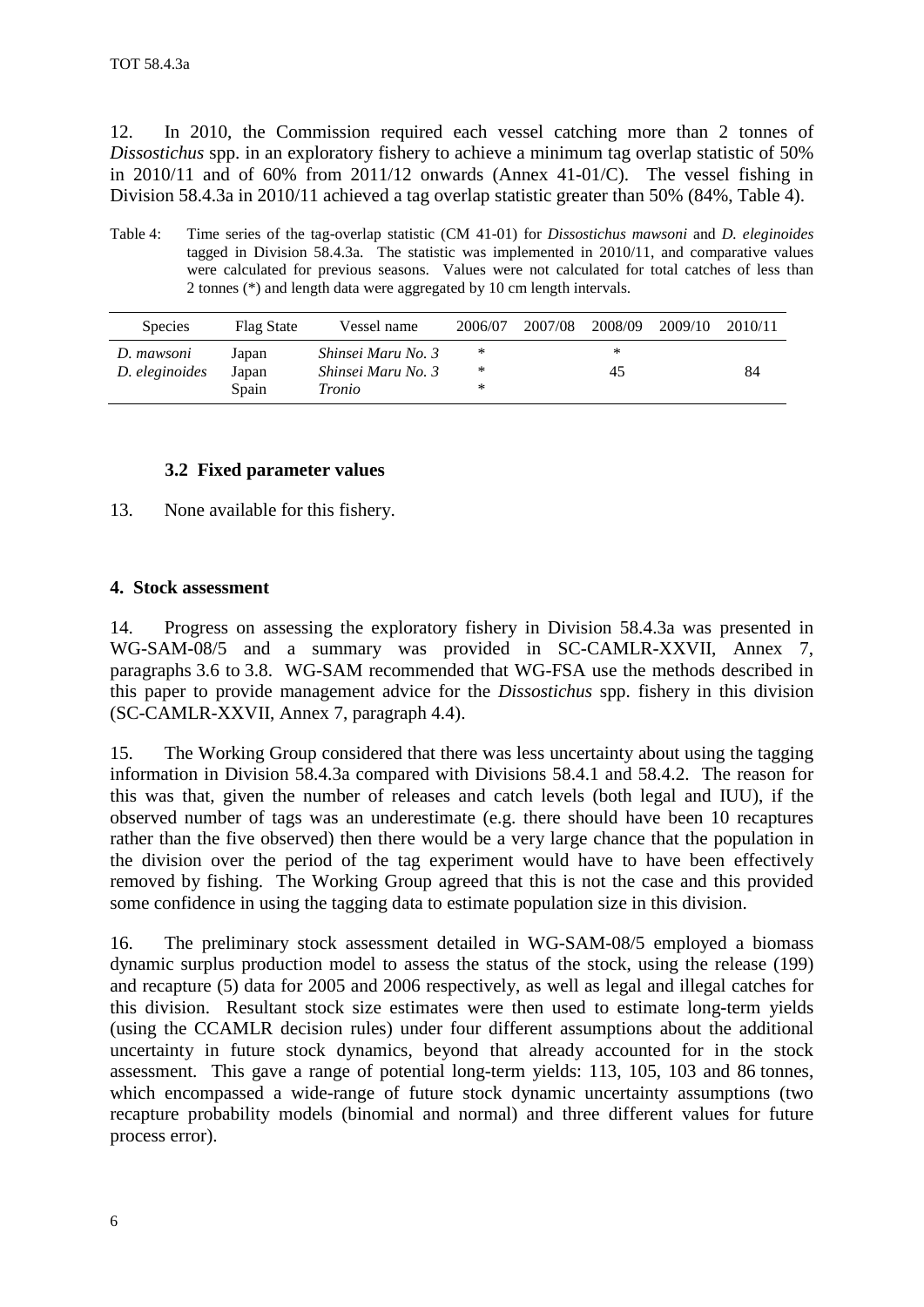12. In 2010, the Commission required each vessel catching more than 2 tonnes of *Dissostichus* spp. in an exploratory fishery to achieve a minimum tag overlap statistic of 50% in 2010/11 and of 60% from 2011/12 onwards (Annex 41-01/C). The vessel fishing in Division 58.4.3a in 2010/11 achieved a tag overlap statistic greater than 50% (84%, Table 4).

Table 4: Time series of the tag-overlap statistic (CM 41-01) for *Dissostichus mawsoni* and *D. eleginoides* tagged in Division 58.4.3a. The statistic was implemented in 2010/11, and comparative values were calculated for previous seasons. Values were not calculated for total catches of less than 2 tonnes (*) and length data were aggregated by 10 cm length intervals.

| Species | Flag State | Vessel name | 2006/07 | 2007/08 | 2008/09 | 2009/10 | 2010/11 |
|---|---|---|---|---|---|---|---|
| *D. mawsoni* | Japan | *Shinsei Maru No. 3* | * | | * | | |
| *D. eleginoides* | Japan | *Shinsei Maru No. 3* | * | | 45 | | 84 |
| | Spain | *Tronio* | * | | | | |

### 3.2 Fixed parameter values

13. None available for this fishery.

## 4. Stock assessment

14. Progress on assessing the exploratory fishery in Division 58.4.3a was presented in WG-SAM-08/5 and a summary was provided in SC-CAMLR-XXVII, Annex 7, paragraphs 3.6 to 3.8. WG-SAM recommended that WG-FSA use the methods described in this paper to provide management advice for the *Dissostichus* spp. fishery in this division (SC-CAMLR-XXVII, Annex 7, paragraph 4.4).

15. The Working Group considered that there was less uncertainty about using the tagging information in Division 58.4.3a compared with Divisions 58.4.1 and 58.4.2. The reason for this was that, given the number of releases and catch levels (both legal and IUU), if the observed number of tags was an underestimate (e.g. there should have been 10 recaptures rather than the five observed) then there would be a very large chance that the population in the division over the period of the tag experiment would have to have been effectively removed by fishing. The Working Group agreed that this is not the case and this provided some confidence in using the tagging data to estimate population size in this division.

16. The preliminary stock assessment detailed in WG-SAM-08/5 employed a biomass dynamic surplus production model to assess the status of the stock, using the release (199) and recapture (5) data for 2005 and 2006 respectively, as well as legal and illegal catches for this division. Resultant stock size estimates were then used to estimate long-term yields (using the CCAMLR decision rules) under four different assumptions about the additional uncertainty in future stock dynamics, beyond that already accounted for in the stock assessment. This gave a range of potential long-term yields: 113, 105, 103 and 86 tonnes, which encompassed a wide-range of future stock dynamic uncertainty assumptions (two recapture probability models (binomial and normal) and three different values for future process error).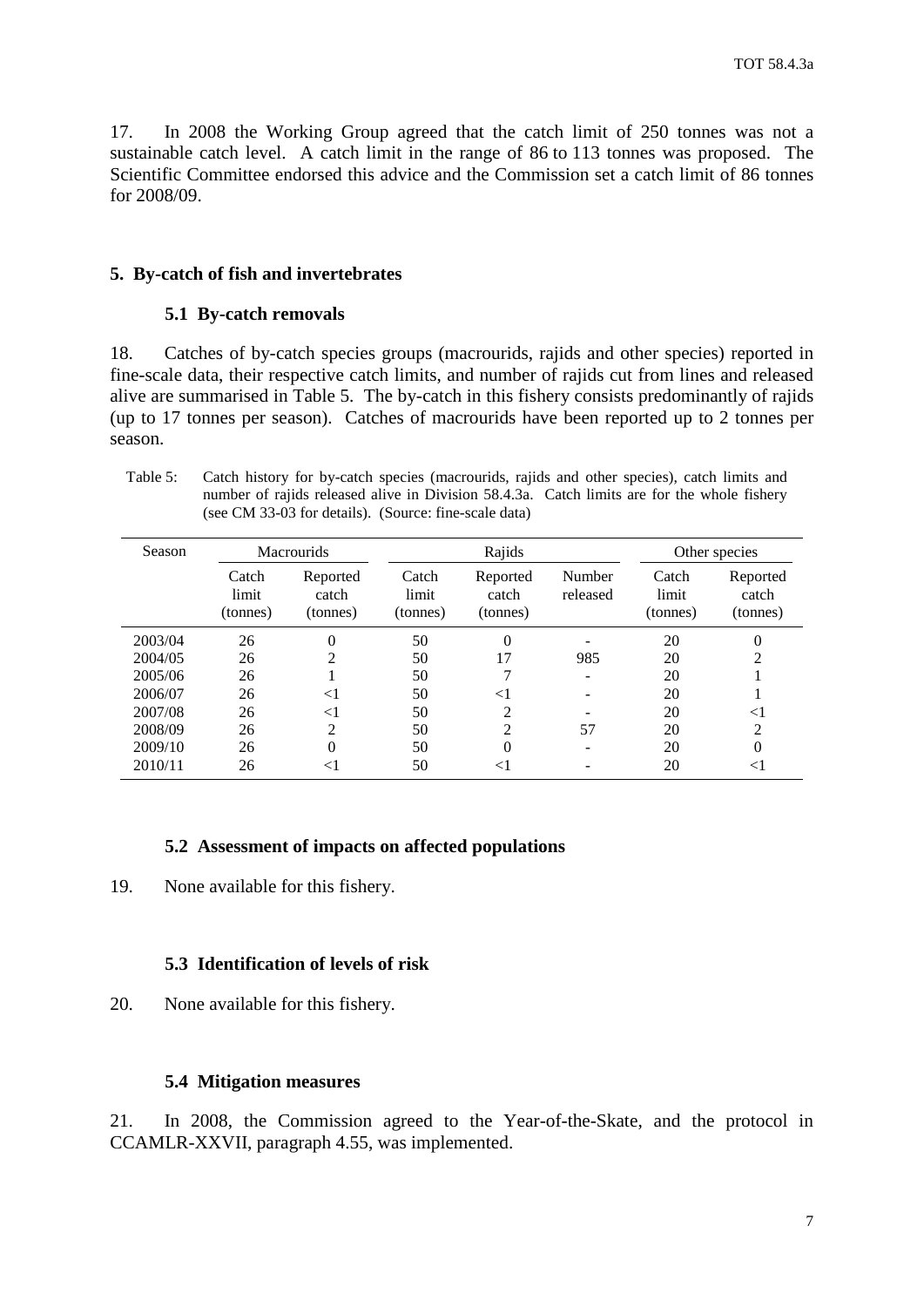17. In 2008 the Working Group agreed that the catch limit of 250 tonnes was not a sustainable catch level. A catch limit in the range of 86 to 113 tonnes was proposed. The Scientific Committee endorsed this advice and the Commission set a catch limit of 86 tonnes for 2008/09.

## 5. By-catch of fish and invertebrates

### 5.1 By-catch removals

18. Catches of by-catch species groups (macrourids, rajids and other species) reported in fine-scale data, their respective catch limits, and number of rajids cut from lines and released alive are summarised in Table 5. The by-catch in this fishery consists predominantly of rajids (up to 17 tonnes per season). Catches of macrourids have been reported up to 2 tonnes per season.

Table 5: Catch history for by-catch species (macrourids, rajids and other species), catch limits and number of rajids released alive in Division 58.4.3a. Catch limits are for the whole fishery (see CM 33-03 for details). (Source: fine-scale data)

| Season | Macrourids | | Rajids | | | Other species | |
|---|---|---|---|---|---|---|---|
| | Catch limit (tonnes) | Reported catch (tonnes) | Catch limit (tonnes) | Reported catch (tonnes) | Number released | Catch limit (tonnes) | Reported catch (tonnes) |
| 2003/04 | 26 | 0 | 50 | 0 | - | 20 | 0 |
| 2004/05 | 26 | 2 | 50 | 17 | 985 | 20 | 2 |
| 2005/06 | 26 | 1 | 50 | 7 | - | 20 | 1 |
| 2006/07 | 26 | <1 | 50 | <1 | - | 20 | 1 |
| 2007/08 | 26 | <1 | 50 | 2 | - | 20 | <1 |
| 2008/09 | 26 | 2 | 50 | 2 | 57 | 20 | 2 |
| 2009/10 | 26 | 0 | 50 | 0 | - | 20 | 0 |
| 2010/11 | 26 | <1 | 50 | <1 | - | 20 | <1 |

### 5.2 Assessment of impacts on affected populations

19. None available for this fishery.

### 5.3 Identification of levels of risk

20. None available for this fishery.

### 5.4 Mitigation measures

21. In 2008, the Commission agreed to the Year-of-the-Skate, and the protocol in CCAMLR-XXVII, paragraph 4.55, was implemented.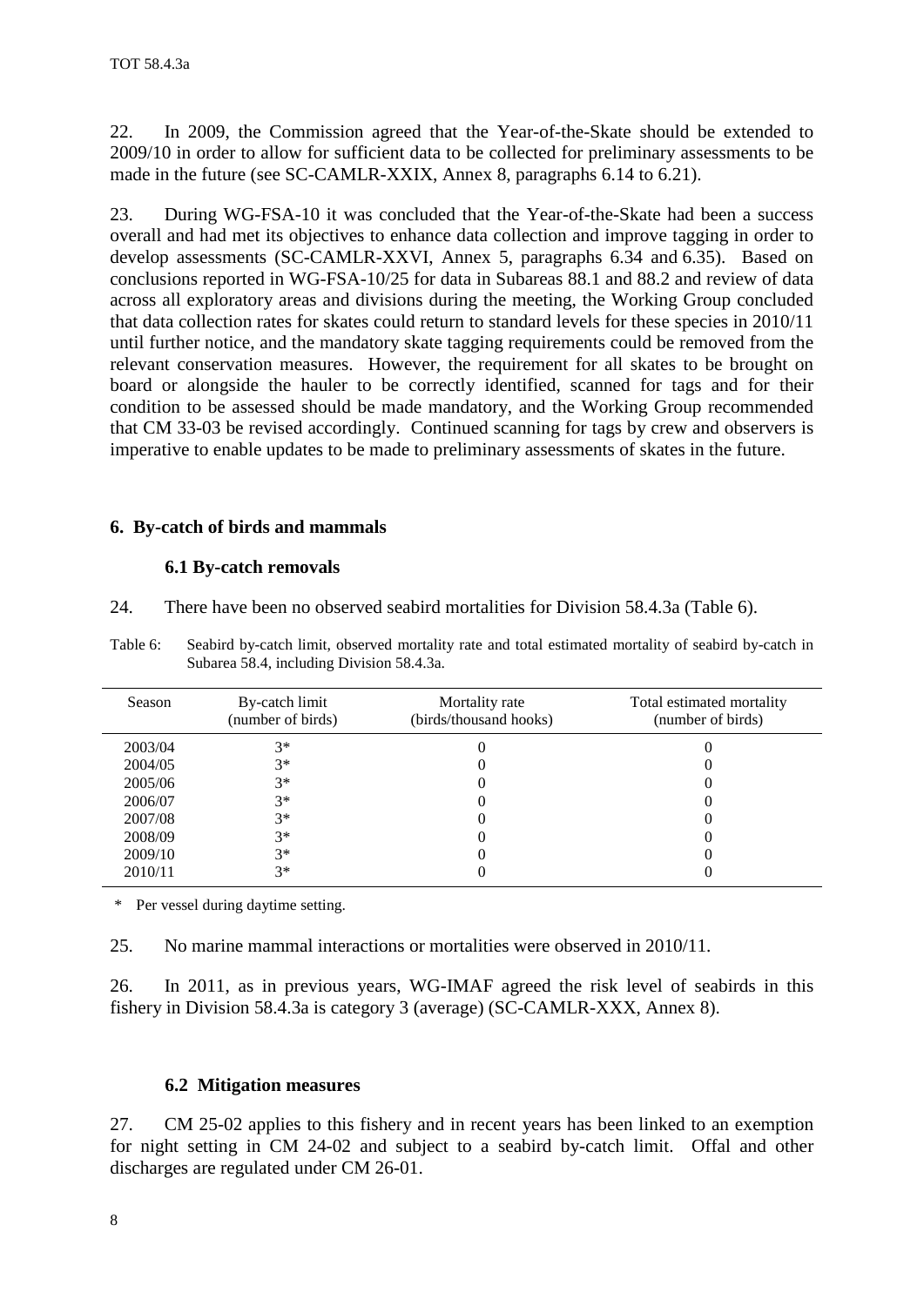22. In 2009, the Commission agreed that the Year-of-the-Skate should be extended to 2009/10 in order to allow for sufficient data to be collected for preliminary assessments to be made in the future (see SC-CAMLR-XXIX, Annex 8, paragraphs 6.14 to 6.21).

23. During WG-FSA-10 it was concluded that the Year-of-the-Skate had been a success overall and had met its objectives to enhance data collection and improve tagging in order to develop assessments (SC-CAMLR-XXVI, Annex 5, paragraphs 6.34 and 6.35). Based on conclusions reported in WG-FSA-10/25 for data in Subareas 88.1 and 88.2 and review of data across all exploratory areas and divisions during the meeting, the Working Group concluded that data collection rates for skates could return to standard levels for these species in 2010/11 until further notice, and the mandatory skate tagging requirements could be removed from the relevant conservation measures. However, the requirement for all skates to be brought on board or alongside the hauler to be correctly identified, scanned for tags and for their condition to be assessed should be made mandatory, and the Working Group recommended that CM 33-03 be revised accordingly. Continued scanning for tags by crew and observers is imperative to enable updates to be made to preliminary assessments of skates in the future.

## 6. By-catch of birds and mammals

### 6.1 By-catch removals

24. There have been no observed seabird mortalities for Division 58.4.3a (Table 6).

Table 6: Seabird by-catch limit, observed mortality rate and total estimated mortality of seabird by-catch in Subarea 58.4, including Division 58.4.3a.

| Season | By-catch limit (number of birds) | Mortality rate (birds/thousand hooks) | Total estimated mortality (number of birds) |
|---|---|---|---|
| 2003/04 | 3* | 0 | 0 |
| 2004/05 | 3* | 0 | 0 |
| 2005/06 | 3* | 0 | 0 |
| 2006/07 | 3* | 0 | 0 |
| 2007/08 | 3* | 0 | 0 |
| 2008/09 | 3* | 0 | 0 |
| 2009/10 | 3* | 0 | 0 |
| 2010/11 | 3* | 0 | 0 |

\* Per vessel during daytime setting.

25. No marine mammal interactions or mortalities were observed in 2010/11.

26. In 2011, as in previous years, WG-IMAF agreed the risk level of seabirds in this fishery in Division 58.4.3a is category 3 (average) (SC-CAMLR-XXX, Annex 8).

### 6.2 Mitigation measures

27. CM 25-02 applies to this fishery and in recent years has been linked to an exemption for night setting in CM 24-02 and subject to a seabird by-catch limit. Offal and other discharges are regulated under CM 26-01.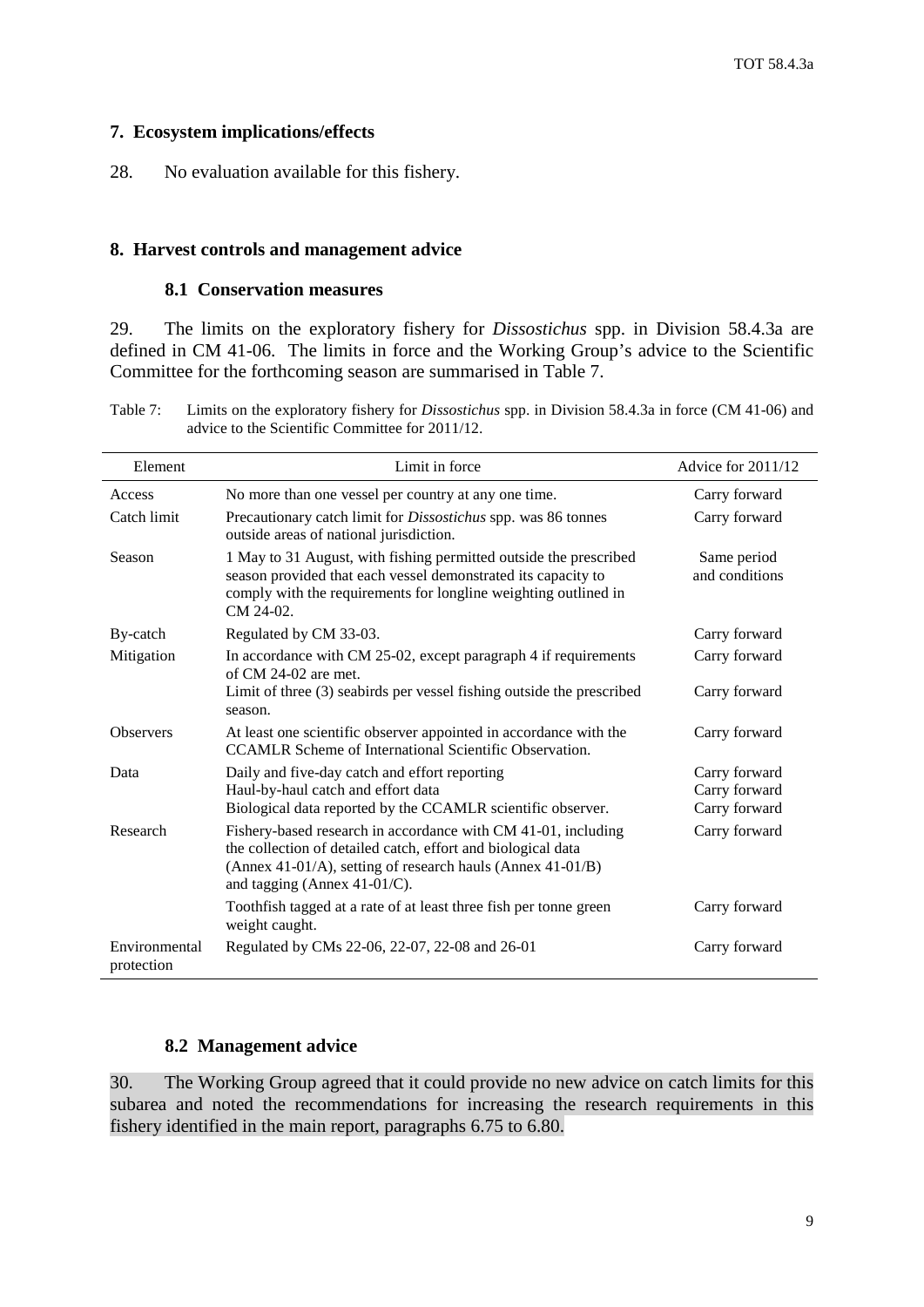## 7. Ecosystem implications/effects

28. No evaluation available for this fishery.

## 8. Harvest controls and management advice

### 8.1 Conservation measures

29. The limits on the exploratory fishery for *Dissostichus* spp. in Division 58.4.3a are defined in CM 41-06. The limits in force and the Working Group's advice to the Scientific Committee for the forthcoming season are summarised in Table 7.

Table 7: Limits on the exploratory fishery for *Dissostichus* spp. in Division 58.4.3a in force (CM 41-06) and advice to the Scientific Committee for 2011/12.

| Element | Limit in force | Advice for 2011/12 |
|---|---|---|
| Access | No more than one vessel per country at any one time. | Carry forward |
| Catch limit | Precautionary catch limit for *Dissostichus* spp. was 86 tonnes outside areas of national jurisdiction. | Carry forward |
| Season | 1 May to 31 August, with fishing permitted outside the prescribed season provided that each vessel demonstrated its capacity to comply with the requirements for longline weighting outlined in CM 24-02. | Same period and conditions |
| By-catch | Regulated by CM 33-03. | Carry forward |
| Mitigation | In accordance with CM 25-02, except paragraph 4 if requirements of CM 24-02 are met. | Carry forward |
| | Limit of three (3) seabirds per vessel fishing outside the prescribed season. | Carry forward |
| Observers | At least one scientific observer appointed in accordance with the CCAMLR Scheme of International Scientific Observation. | Carry forward |
| Data | Daily and five-day catch and effort reporting<br>Haul-by-haul catch and effort data<br>Biological data reported by the CCAMLR scientific observer. | Carry forward<br>Carry forward<br>Carry forward |
| Research | Fishery-based research in accordance with CM 41-01, including the collection of detailed catch, effort and biological data (Annex 41-01/A), setting of research hauls (Annex 41-01/B) and tagging (Annex 41-01/C). | Carry forward |
| | Toothfish tagged at a rate of at least three fish per tonne green weight caught. | Carry forward |
| Environmental protection | Regulated by CMs 22-06, 22-07, 22-08 and 26-01 | Carry forward |

### 8.2 Management advice

30. The Working Group agreed that it could provide no new advice on catch limits for this subarea and noted the recommendations for increasing the research requirements in this fishery identified in the main report, paragraphs 6.75 to 6.80.